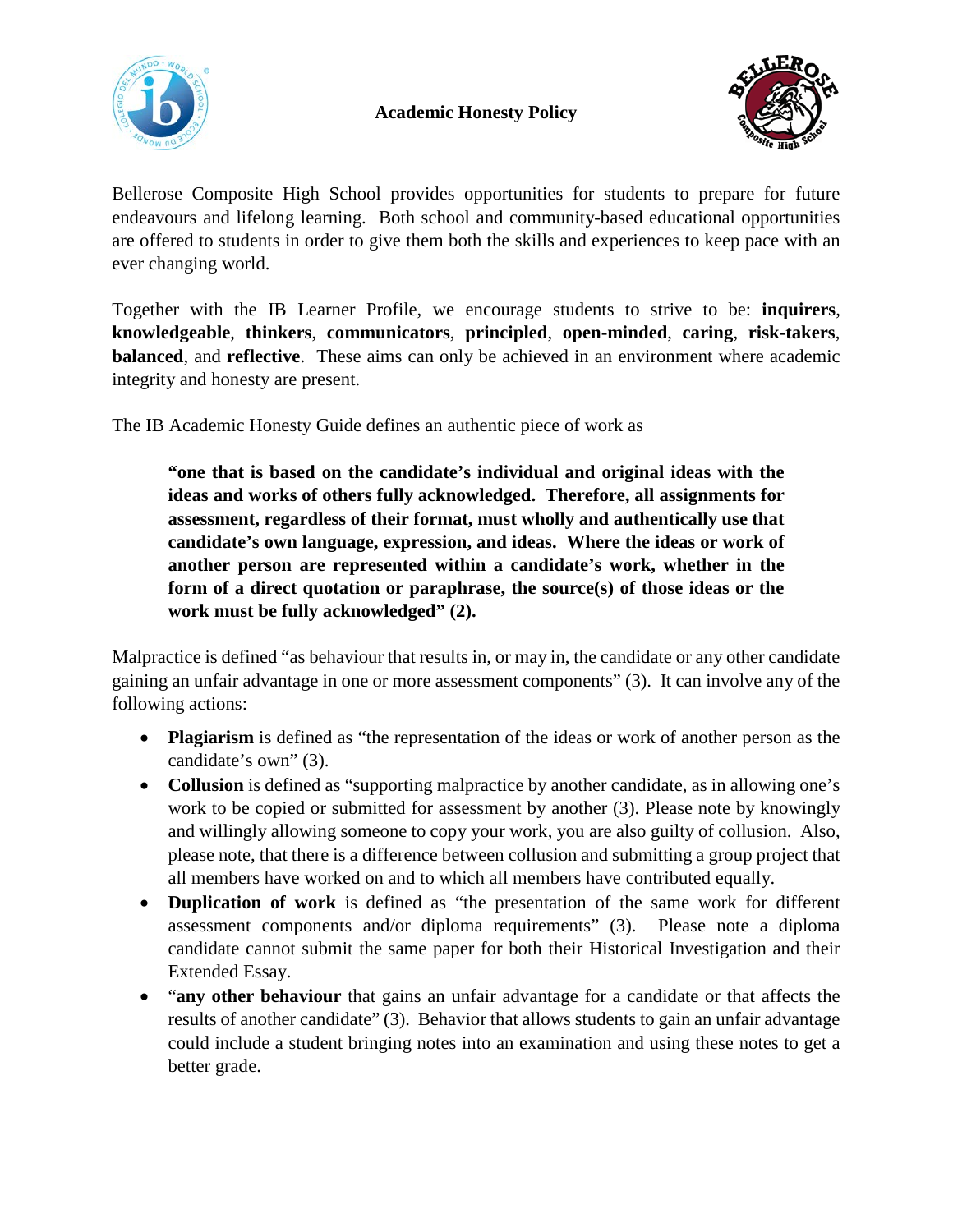# Academic Honesty Policy

Bellerose Composite High School provides opportunities for students to prepare for future endeavours and lifelong learning. Both school and community-based educational opportunities are offered to students in order to give them both the skills and experiences to keep pace with an ever changing world.

Together with the IB Learner Profile, we encourage students to strive to be: **inquirers**, **knowledgeable**, **thinkers**, **communicators**, **principled**, **open-minded**, **caring**, **risk-takers**, **balanced**, and **reflective**. These aims can only be achieved in an environment where academic integrity and honesty are present.

The IB Academic Honesty Guide defines an authentic piece of work as

> **"one that is based on the candidate's individual and original ideas with the ideas and works of others fully acknowledged. Therefore, all assignments for assessment, regardless of their format, must wholly and authentically use that candidate's own language, expression, and ideas. Where the ideas or work of another person are represented within a candidate's work, whether in the form of a direct quotation or paraphrase, the source(s) of those ideas or the work must be fully acknowledged" (2).**

Malpractice is defined "as behaviour that results in, or may in, the candidate or any other candidate gaining an unfair advantage in one or more assessment components" (3). It can involve any of the following actions:

- **Plagiarism** is defined as "the representation of the ideas or work of another person as the candidate's own" (3).
- **Collusion** is defined as "supporting malpractice by another candidate, as in allowing one's work to be copied or submitted for assessment by another (3). Please note by knowingly and willingly allowing someone to copy your work, you are also guilty of collusion. Also, please note, that there is a difference between collusion and submitting a group project that all members have worked on and to which all members have contributed equally.
- **Duplication of work** is defined as "the presentation of the same work for different assessment components and/or diploma requirements" (3). Please note a diploma candidate cannot submit the same paper for both their Historical Investigation and their Extended Essay.
- "**any other behaviour** that gains an unfair advantage for a candidate or that affects the results of another candidate" (3). Behavior that allows students to gain an unfair advantage could include a student bringing notes into an examination and using these notes to get a better grade.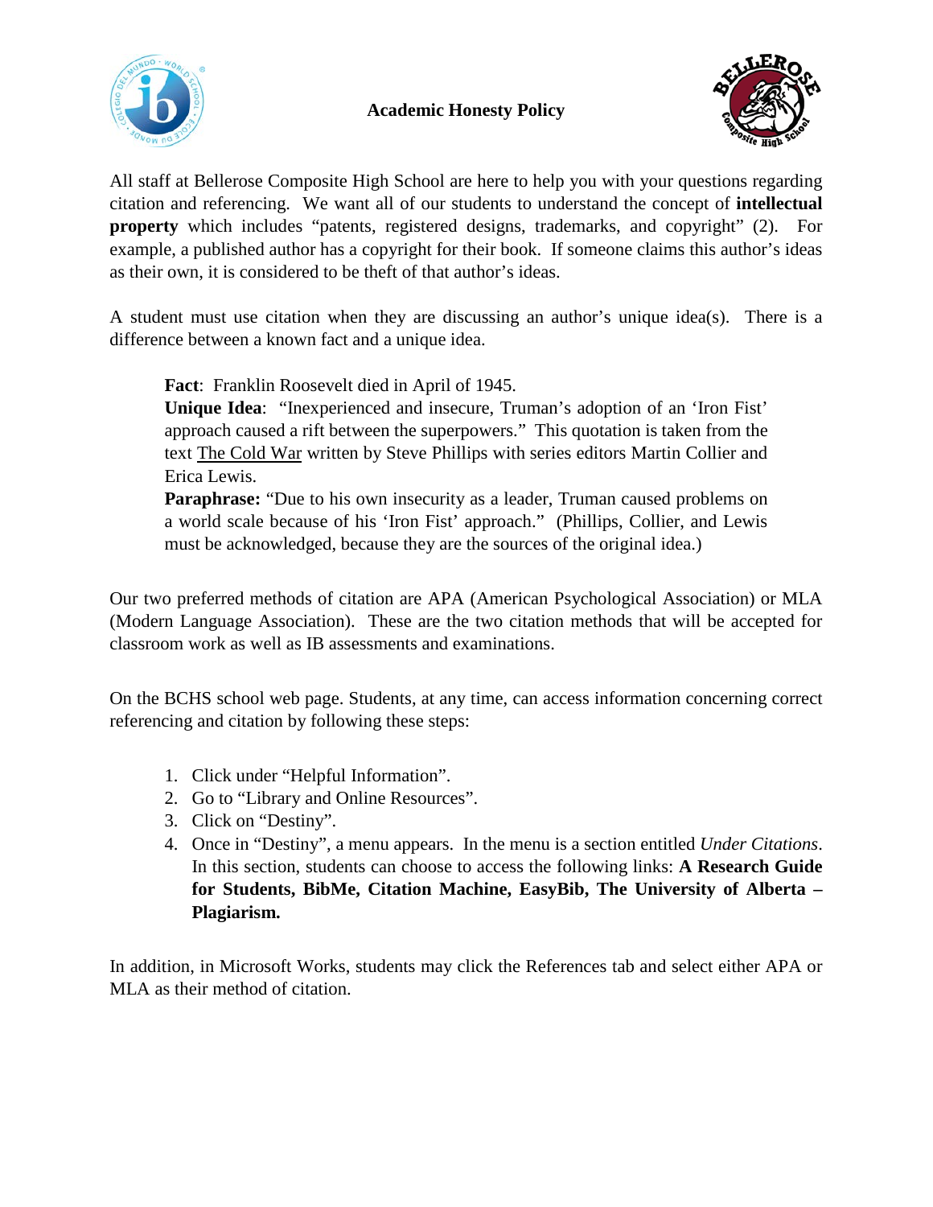# Academic Honesty Policy

All staff at Bellerose Composite High School are here to help you with your questions regarding citation and referencing. We want all of our students to understand the concept of **intellectual property** which includes "patents, registered designs, trademarks, and copyright" (2). For example, a published author has a copyright for their book. If someone claims this author's ideas as their own, it is considered to be theft of that author's ideas.

A student must use citation when they are discussing an author's unique idea(s). There is a difference between a known fact and a unique idea.

> **Fact**: Franklin Roosevelt died in April of 1945.
> **Unique Idea**: "Inexperienced and insecure, Truman's adoption of an 'Iron Fist' approach caused a rift between the superpowers." This quotation is taken from the text The Cold War written by Steve Phillips with series editors Martin Collier and Erica Lewis.
> **Paraphrase:** "Due to his own insecurity as a leader, Truman caused problems on a world scale because of his 'Iron Fist' approach." (Phillips, Collier, and Lewis must be acknowledged, because they are the sources of the original idea.)

Our two preferred methods of citation are APA (American Psychological Association) or MLA (Modern Language Association). These are the two citation methods that will be accepted for classroom work as well as IB assessments and examinations.

On the BCHS school web page. Students, at any time, can access information concerning correct referencing and citation by following these steps:

1. Click under "Helpful Information".
2. Go to "Library and Online Resources".
3. Click on "Destiny".
4. Once in "Destiny", a menu appears. In the menu is a section entitled *Under Citations*. In this section, students can choose to access the following links: **A Research Guide for Students, BibMe, Citation Machine, EasyBib, The University of Alberta – Plagiarism.**

In addition, in Microsoft Works, students may click the References tab and select either APA or MLA as their method of citation.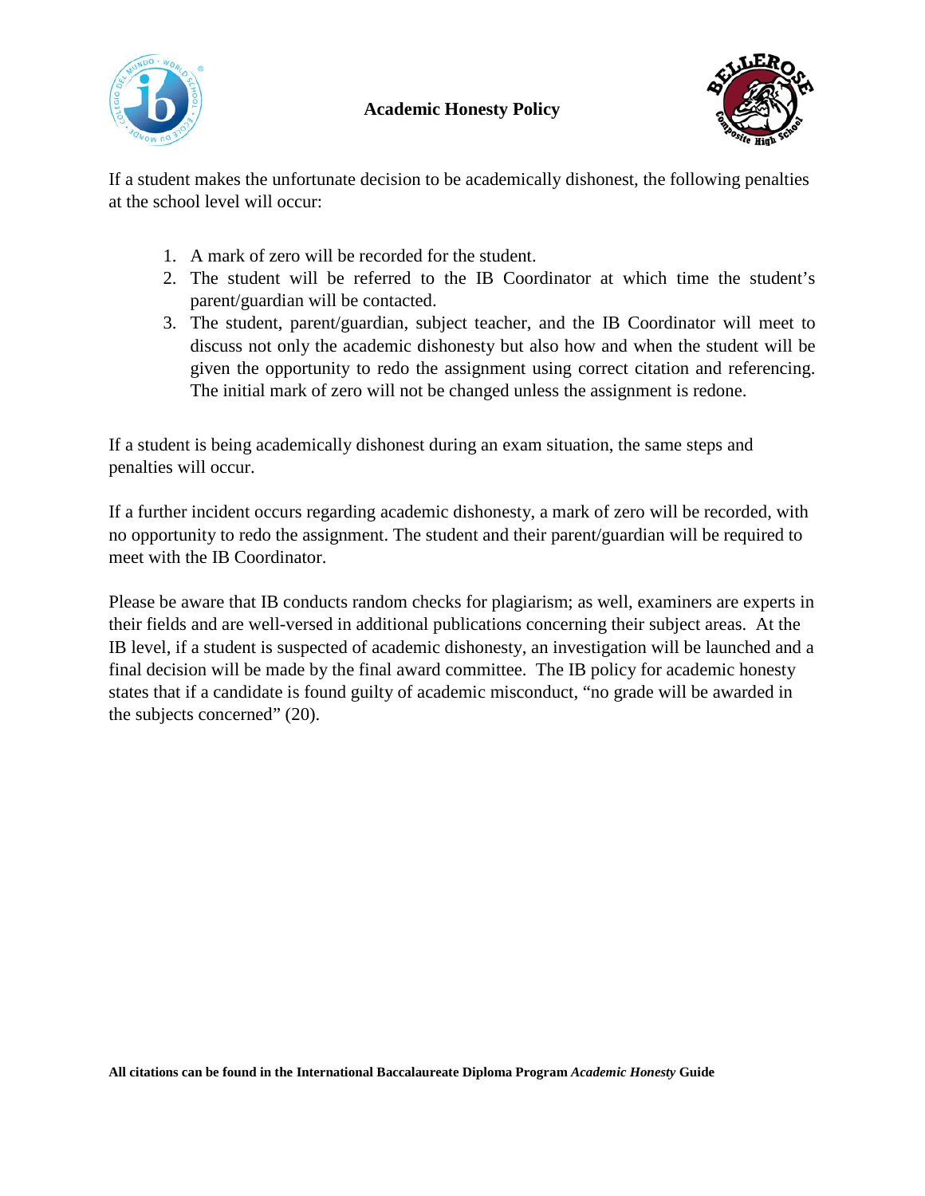**Academic Honesty Policy**

If a student makes the unfortunate decision to be academically dishonest, the following penalties at the school level will occur:

1. A mark of zero will be recorded for the student.
2. The student will be referred to the IB Coordinator at which time the student's parent/guardian will be contacted.
3. The student, parent/guardian, subject teacher, and the IB Coordinator will meet to discuss not only the academic dishonesty but also how and when the student will be given the opportunity to redo the assignment using correct citation and referencing. The initial mark of zero will not be changed unless the assignment is redone.

If a student is being academically dishonest during an exam situation, the same steps and penalties will occur.

If a further incident occurs regarding academic dishonesty, a mark of zero will be recorded, with no opportunity to redo the assignment. The student and their parent/guardian will be required to meet with the IB Coordinator.

Please be aware that IB conducts random checks for plagiarism; as well, examiners are experts in their fields and are well-versed in additional publications concerning their subject areas. At the IB level, if a student is suspected of academic dishonesty, an investigation will be launched and a final decision will be made by the final award committee. The IB policy for academic honesty states that if a candidate is found guilty of academic misconduct, "no grade will be awarded in the subjects concerned" (20).

**All citations can be found in the International Baccalaureate Diploma Program *Academic Honesty* Guide**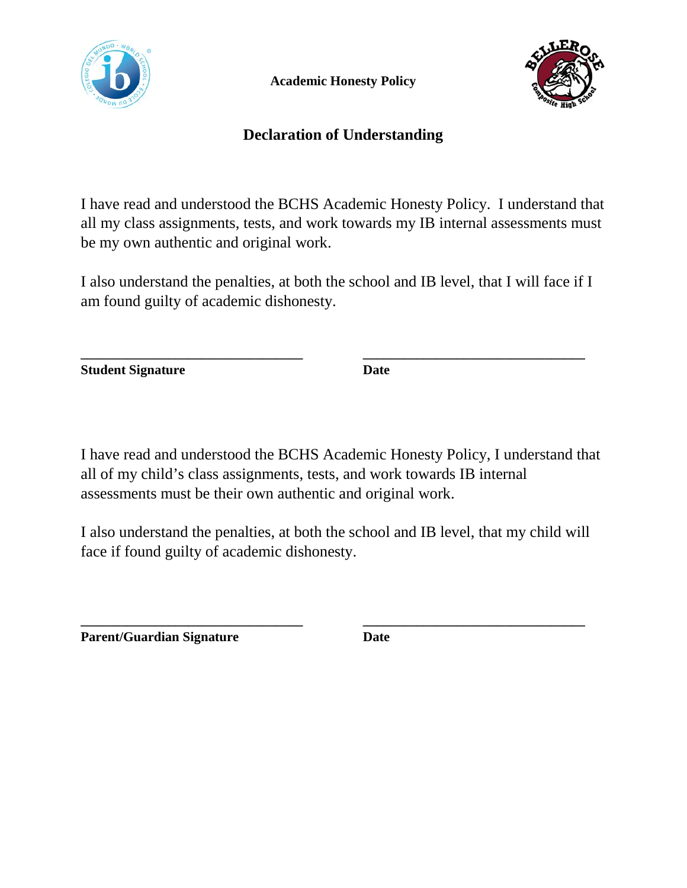**Academic Honesty Policy**

## Declaration of Understanding

I have read and understood the BCHS Academic Honesty Policy. I understand that all my class assignments, tests, and work towards my IB internal assessments must be my own authentic and original work.

I also understand the penalties, at both the school and IB level, that I will face if I am found guilty of academic dishonesty.

_______________________________ _______________________________

**Student Signature** **Date**

I have read and understood the BCHS Academic Honesty Policy, I understand that all of my child's class assignments, tests, and work towards IB internal assessments must be their own authentic and original work.

I also understand the penalties, at both the school and IB level, that my child will face if found guilty of academic dishonesty.

_______________________________ _______________________________

**Parent/Guardian Signature** **Date**